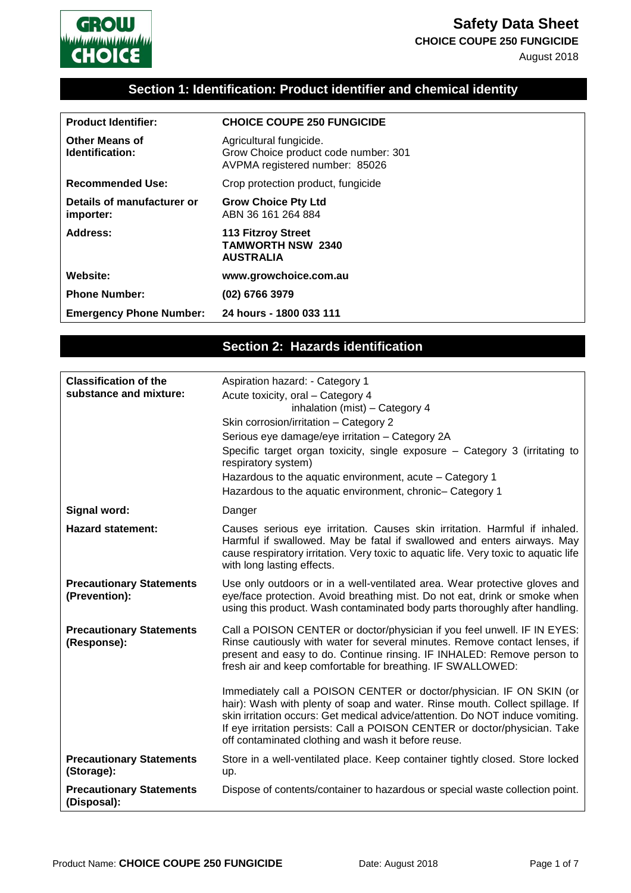# Safety Data Sheet

**CHOICE COUPE 250 FUNGICIDE**

August 2018

## Section 1: Identification: Product identifier and chemical identity

| | |
|---|---|
| **Product Identifier:** | **CHOICE COUPE 250 FUNGICIDE** |
| **Other Means of Identification:** | Agricultural fungicide.<br>Grow Choice product code number: 301<br>AVPMA registered number: 85026 |
| **Recommended Use:** | Crop protection product, fungicide |
| **Details of manufacturer or importer:** | **Grow Choice Pty Ltd**<br>ABN 36 161 264 884 |
| **Address:** | **113 Fitzroy Street**<br>**TAMWORTH NSW 2340**<br>**AUSTRALIA** |
| **Website:** | **www.growchoice.com.au** |
| **Phone Number:** | **(02) 6766 3979** |
| **Emergency Phone Number:** | **24 hours - 1800 033 111** |

## Section 2: Hazards identification

| | |
|---|---|
| **Classification of the substance and mixture:** | Aspiration hazard: - Category 1<br>Acute toxicity, oral – Category 4<br>inhalation (mist) – Category 4<br>Skin corrosion/irritation – Category 2<br>Serious eye damage/eye irritation – Category 2A<br>Specific target organ toxicity, single exposure – Category 3 (irritating to respiratory system)<br>Hazardous to the aquatic environment, acute – Category 1<br>Hazardous to the aquatic environment, chronic– Category 1 |
| **Signal word:** | Danger |
| **Hazard statement:** | Causes serious eye irritation. Causes skin irritation. Harmful if inhaled. Harmful if swallowed. May be fatal if swallowed and enters airways. May cause respiratory irritation. Very toxic to aquatic life. Very toxic to aquatic life with long lasting effects. |
| **Precautionary Statements (Prevention):** | Use only outdoors or in a well-ventilated area. Wear protective gloves and eye/face protection. Avoid breathing mist. Do not eat, drink or smoke when using this product. Wash contaminated body parts thoroughly after handling. |
| **Precautionary Statements (Response):** | Call a POISON CENTER or doctor/physician if you feel unwell. IF IN EYES: Rinse cautiously with water for several minutes. Remove contact lenses, if present and easy to do. Continue rinsing. IF INHALED: Remove person to fresh air and keep comfortable for breathing. IF SWALLOWED:<br><br>Immediately call a POISON CENTER or doctor/physician. IF ON SKIN (or hair): Wash with plenty of soap and water. Rinse mouth. Collect spillage. If skin irritation occurs: Get medical advice/attention. Do NOT induce vomiting. If eye irritation persists: Call a POISON CENTER or doctor/physician. Take off contaminated clothing and wash it before reuse. |
| **Precautionary Statements (Storage):** | Store in a well-ventilated place. Keep container tightly closed. Store locked up. |
| **Precautionary Statements (Disposal):** | Dispose of contents/container to hazardous or special waste collection point. |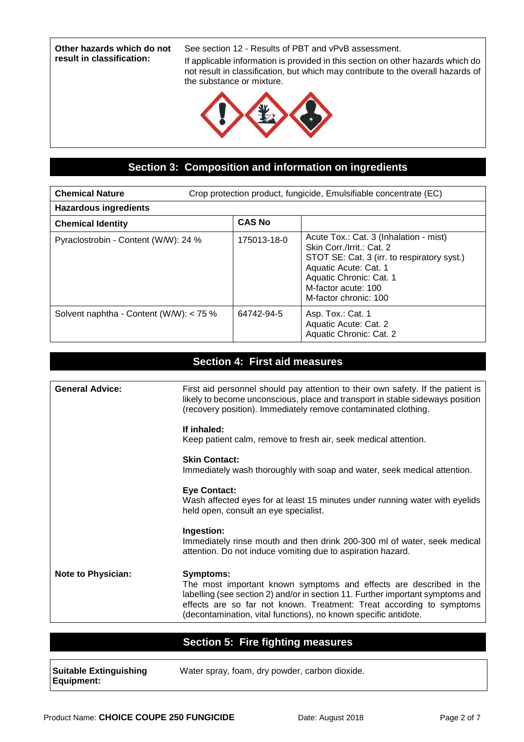| | |
|---|---|
| **Other hazards which do not result in classification:** | See section 12 - Results of PBT and vPvB assessment. If applicable information is provided in this section on other hazards which do not result in classification, but which may contribute to the overall hazards of the substance or mixture. |

## Section 3: Composition and information on ingredients

**Chemical Nature** Crop protection product, fungicide, Emulsifiable concentrate (EC)

**Hazardous ingredients**

| Chemical Identity | CAS No | |
|---|---|---|
| Pyraclostrobin - Content (W/W): 24 % | 175013-18-0 | Acute Tox.: Cat. 3 (Inhalation - mist)<br>Skin Corr./Irrit.: Cat. 2<br>STOT SE: Cat. 3 (irr. to respiratory syst.)<br>Aquatic Acute: Cat. 1<br>Aquatic Chronic: Cat. 1<br>M-factor acute: 100<br>M-factor chronic: 100 |
| Solvent naphtha - Content (W/W): < 75 % | 64742-94-5 | Asp. Tox.: Cat. 1<br>Aquatic Acute: Cat. 2<br>Aquatic Chronic: Cat. 2 |

## Section 4: First aid measures

**General Advice:**

First aid personnel should pay attention to their own safety. If the patient is likely to become unconscious, place and transport in stable sideways position (recovery position). Immediately remove contaminated clothing.

**If inhaled:**
Keep patient calm, remove to fresh air, seek medical attention.

**Skin Contact:**
Immediately wash thoroughly with soap and water, seek medical attention.

**Eye Contact:**
Wash affected eyes for at least 15 minutes under running water with eyelids held open, consult an eye specialist.

**Ingestion:**
Immediately rinse mouth and then drink 200-300 ml of water, seek medical attention. Do not induce vomiting due to aspiration hazard.

**Note to Physician:**

**Symptoms:**
The most important known symptoms and effects are described in the labelling (see section 2) and/or in section 11. Further important symptoms and effects are so far not known. Treatment: Treat according to symptoms (decontamination, vital functions), no known specific antidote.

## Section 5: Fire fighting measures

| | |
|---|---|
| **Suitable Extinguishing Equipment:** | Water spray, foam, dry powder, carbon dioxide. |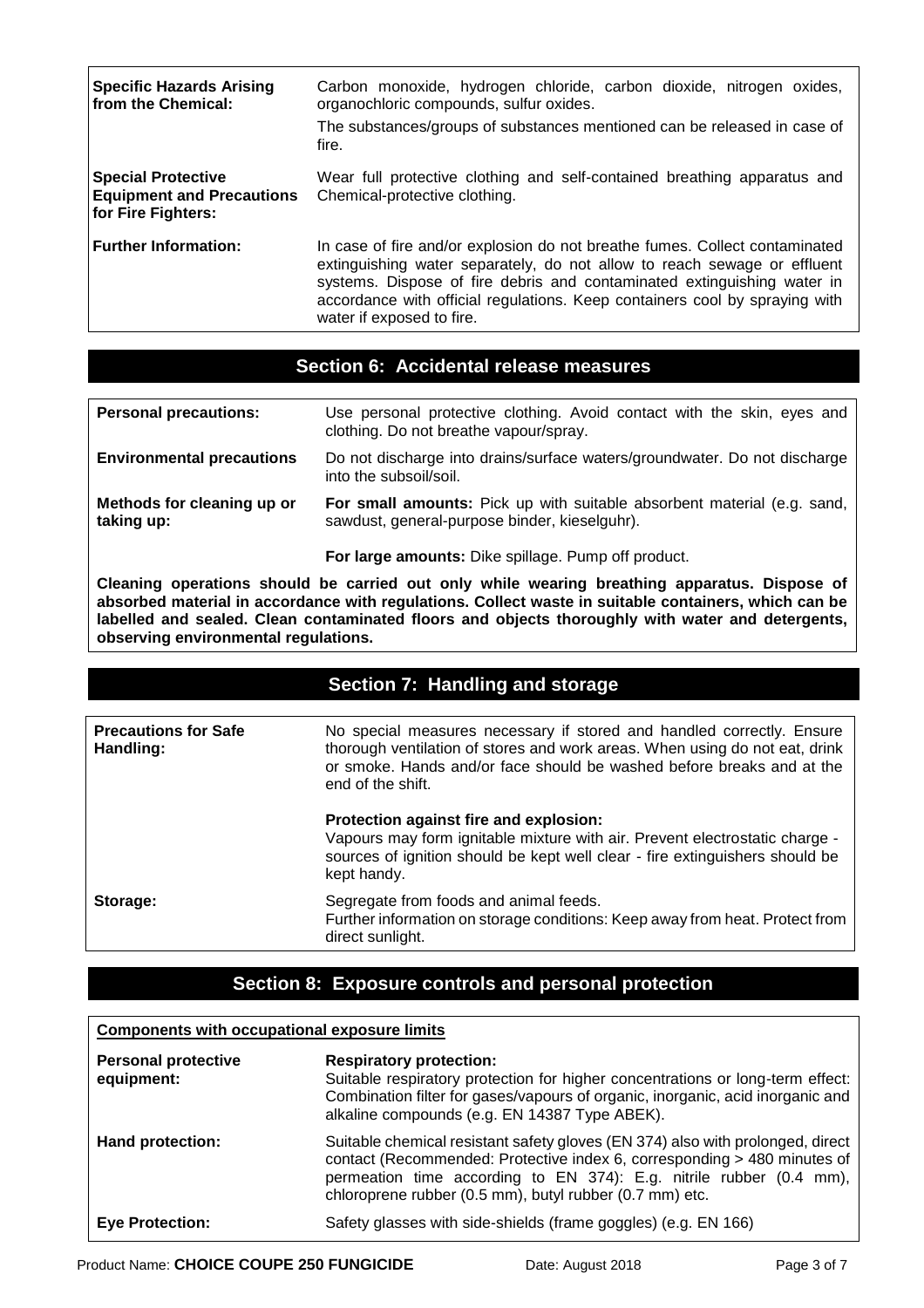| | |
|---|---|
| **Specific Hazards Arising from the Chemical:** | Carbon monoxide, hydrogen chloride, carbon dioxide, nitrogen oxides, organochloric compounds, sulfur oxides. The substances/groups of substances mentioned can be released in case of fire. |
| **Special Protective Equipment and Precautions for Fire Fighters:** | Wear full protective clothing and self-contained breathing apparatus and Chemical-protective clothing. |
| **Further Information:** | In case of fire and/or explosion do not breathe fumes. Collect contaminated extinguishing water separately, do not allow to reach sewage or effluent systems. Dispose of fire debris and contaminated extinguishing water in accordance with official regulations. Keep containers cool by spraying with water if exposed to fire. |

## Section 6: Accidental release measures

| | |
|---|---|
| **Personal precautions:** | Use personal protective clothing. Avoid contact with the skin, eyes and clothing. Do not breathe vapour/spray. |
| **Environmental precautions** | Do not discharge into drains/surface waters/groundwater. Do not discharge into the subsoil/soil. |
| **Methods for cleaning up or taking up:** | **For small amounts:** Pick up with suitable absorbent material (e.g. sand, sawdust, general-purpose binder, kieselguhr). **For large amounts:** Dike spillage. Pump off product. |

**Cleaning operations should be carried out only while wearing breathing apparatus. Dispose of absorbed material in accordance with regulations. Collect waste in suitable containers, which can be labelled and sealed. Clean contaminated floors and objects thoroughly with water and detergents, observing environmental regulations.**

## Section 7: Handling and storage

| | |
|---|---|
| **Precautions for Safe Handling:** | No special measures necessary if stored and handled correctly. Ensure thorough ventilation of stores and work areas. When using do not eat, drink or smoke. Hands and/or face should be washed before breaks and at the end of the shift. **Protection against fire and explosion:** Vapours may form ignitable mixture with air. Prevent electrostatic charge - sources of ignition should be kept well clear - fire extinguishers should be kept handy. |
| **Storage:** | Segregate from foods and animal feeds. Further information on storage conditions: Keep away from heat. Protect from direct sunlight. |

## Section 8: Exposure controls and personal protection

**Components with occupational exposure limits**

| | |
|---|---|
| **Personal protective equipment:** | **Respiratory protection:** Suitable respiratory protection for higher concentrations or long-term effect: Combination filter for gases/vapours of organic, inorganic, acid inorganic and alkaline compounds (e.g. EN 14387 Type ABEK). |
| **Hand protection:** | Suitable chemical resistant safety gloves (EN 374) also with prolonged, direct contact (Recommended: Protective index 6, corresponding > 480 minutes of permeation time according to EN 374): E.g. nitrile rubber (0.4 mm), chloroprene rubber (0.5 mm), butyl rubber (0.7 mm) etc. |
| **Eye Protection:** | Safety glasses with side-shields (frame goggles) (e.g. EN 166) |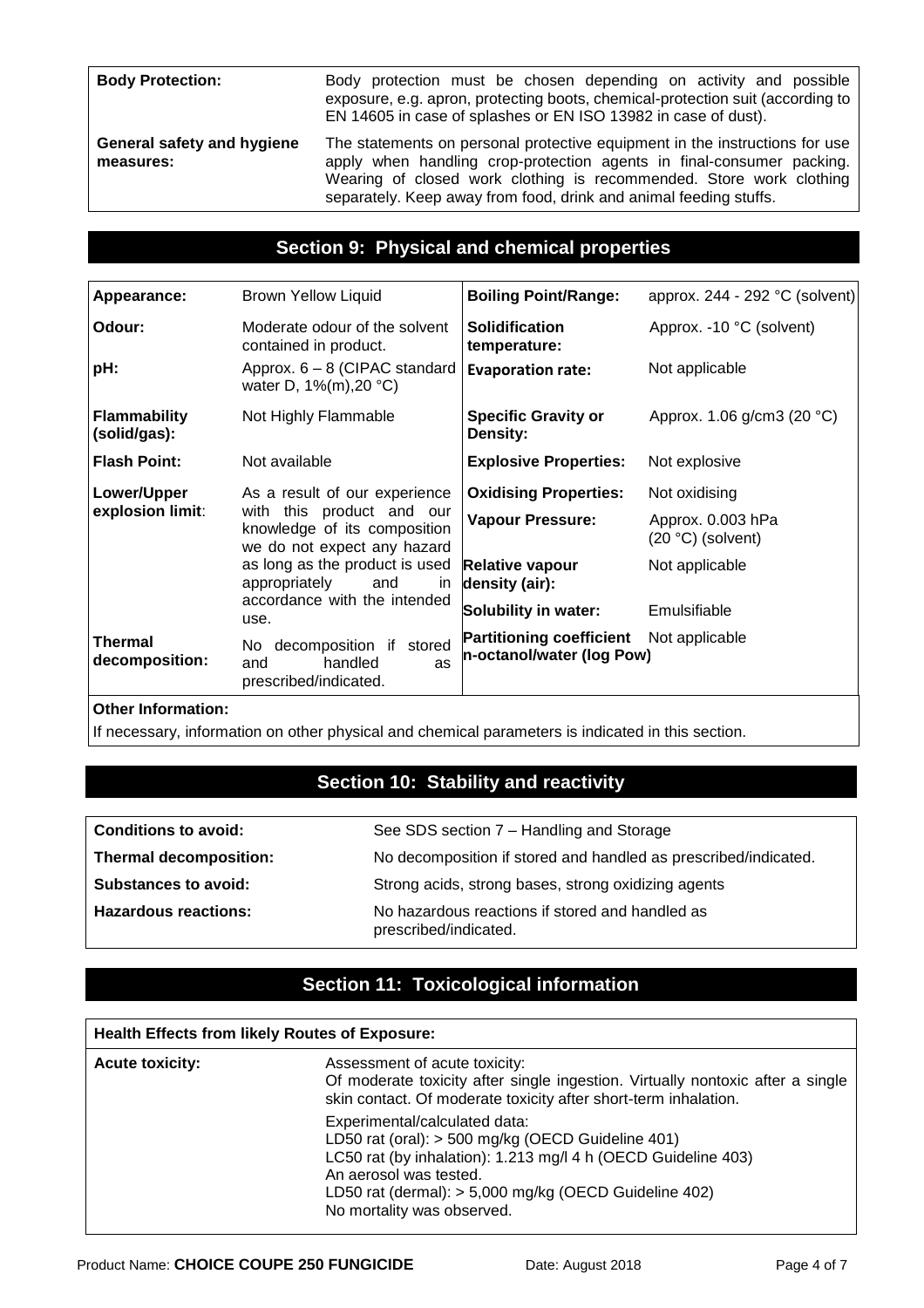| | |
|---|---|
| **Body Protection:** | Body protection must be chosen depending on activity and possible exposure, e.g. apron, protecting boots, chemical-protection suit (according to EN 14605 in case of splashes or EN ISO 13982 in case of dust). |
| **General safety and hygiene measures:** | The statements on personal protective equipment in the instructions for use apply when handling crop-protection agents in final-consumer packing. Wearing of closed work clothing is recommended. Store work clothing separately. Keep away from food, drink and animal feeding stuffs. |

## Section 9: Physical and chemical properties

| | | | |
|---|---|---|---|
| **Appearance:** | Brown Yellow Liquid | **Boiling Point/Range:** | approx. 244 - 292 °C (solvent) |
| **Odour:** | Moderate odour of the solvent contained in product. | **Solidification temperature:** | Approx. -10 °C (solvent) |
| **pH:** | Approx. 6 – 8 (CIPAC standard water D, 1%(m),20 °C) | **Evaporation rate:** | Not applicable |
| **Flammability (solid/gas):** | Not Highly Flammable | **Specific Gravity or Density:** | Approx. 1.06 g/cm3 (20 °C) |
| **Flash Point:** | Not available | **Explosive Properties:** | Not explosive |
| **Lower/Upper explosion limit:** | As a result of our experience with this product and our knowledge of its composition we do not expect any hazard as long as the product is used appropriately and in accordance with the intended use. | **Oxidising Properties:** | Not oxidising |
| | | **Vapour Pressure:** | Approx. 0.003 hPa (20 °C) (solvent) |
| | | **Relative vapour density (air):** | Not applicable |
| | | **Solubility in water:** | Emulsifiable |
| **Thermal decomposition:** | No decomposition if stored and handled as prescribed/indicated. | **Partitioning coefficient n-octanol/water (log Pow)** | Not applicable |

**Other Information:**

If necessary, information on other physical and chemical parameters is indicated in this section.

## Section 10: Stability and reactivity

| | |
|---|---|
| **Conditions to avoid:** | See SDS section 7 – Handling and Storage |
| **Thermal decomposition:** | No decomposition if stored and handled as prescribed/indicated. |
| **Substances to avoid:** | Strong acids, strong bases, strong oxidizing agents |
| **Hazardous reactions:** | No hazardous reactions if stored and handled as prescribed/indicated. |

## Section 11: Toxicological information

**Health Effects from likely Routes of Exposure:**

**Acute toxicity:**

Assessment of acute toxicity:
Of moderate toxicity after single ingestion. Virtually nontoxic after a single skin contact. Of moderate toxicity after short-term inhalation.

Experimental/calculated data:
LD50 rat (oral): > 500 mg/kg (OECD Guideline 401)
LC50 rat (by inhalation): 1.213 mg/l 4 h (OECD Guideline 403)
An aerosol was tested.
LD50 rat (dermal): > 5,000 mg/kg (OECD Guideline 402)
No mortality was observed.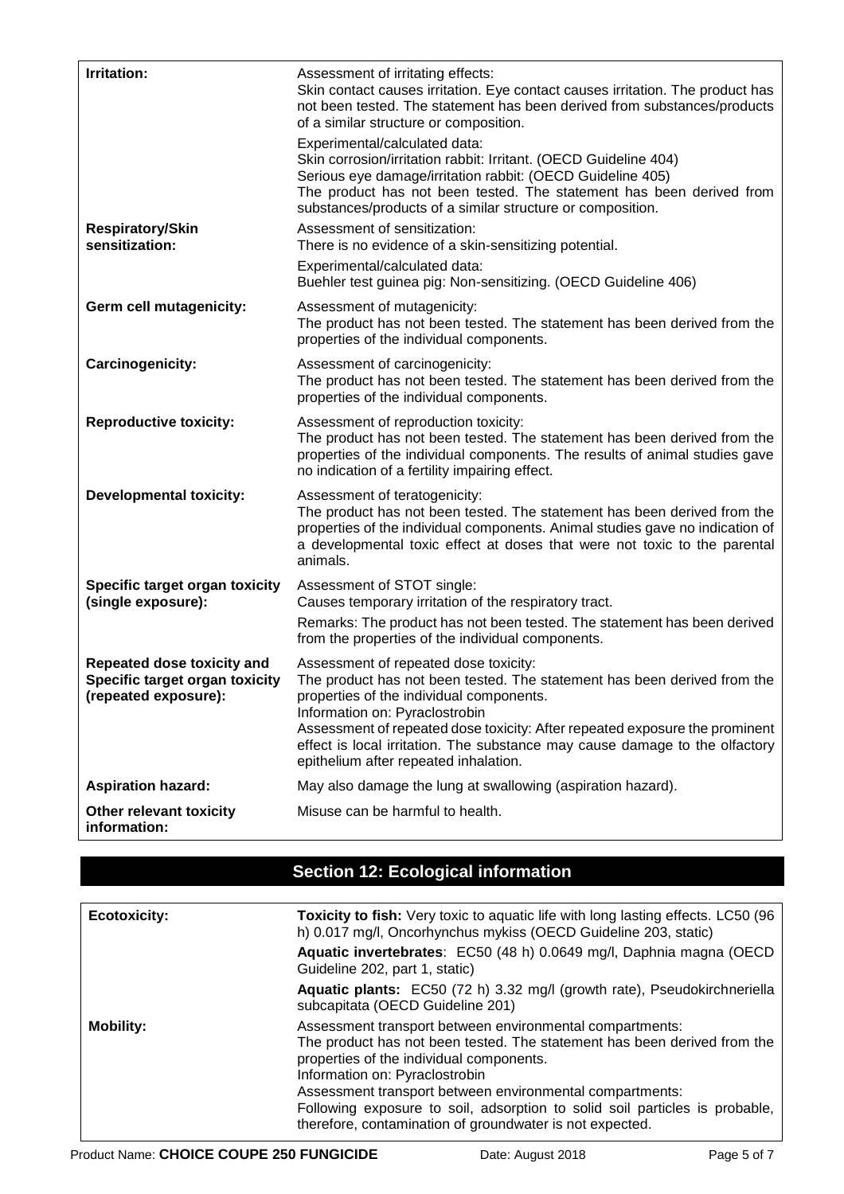| | |
|---|---|
| **Irritation:** | Assessment of irritating effects:<br>Skin contact causes irritation. Eye contact causes irritation. The product has not been tested. The statement has been derived from substances/products of a similar structure or composition.<br>Experimental/calculated data:<br>Skin corrosion/irritation rabbit: Irritant. (OECD Guideline 404)<br>Serious eye damage/irritation rabbit: (OECD Guideline 405)<br>The product has not been tested. The statement has been derived from substances/products of a similar structure or composition. |
| **Respiratory/Skin sensitization:** | Assessment of sensitization:<br>There is no evidence of a skin-sensitizing potential.<br>Experimental/calculated data:<br>Buehler test guinea pig: Non-sensitizing. (OECD Guideline 406) |
| **Germ cell mutagenicity:** | Assessment of mutagenicity:<br>The product has not been tested. The statement has been derived from the properties of the individual components. |
| **Carcinogenicity:** | Assessment of carcinogenicity:<br>The product has not been tested. The statement has been derived from the properties of the individual components. |
| **Reproductive toxicity:** | Assessment of reproduction toxicity:<br>The product has not been tested. The statement has been derived from the properties of the individual components. The results of animal studies gave no indication of a fertility impairing effect. |
| **Developmental toxicity:** | Assessment of teratogenicity:<br>The product has not been tested. The statement has been derived from the properties of the individual components. Animal studies gave no indication of a developmental toxic effect at doses that were not toxic to the parental animals. |
| **Specific target organ toxicity (single exposure):** | Assessment of STOT single:<br>Causes temporary irritation of the respiratory tract.<br>Remarks: The product has not been tested. The statement has been derived from the properties of the individual components. |
| **Repeated dose toxicity and Specific target organ toxicity (repeated exposure):** | Assessment of repeated dose toxicity:<br>The product has not been tested. The statement has been derived from the properties of the individual components.<br>Information on: Pyraclostrobin<br>Assessment of repeated dose toxicity: After repeated exposure the prominent effect is local irritation. The substance may cause damage to the olfactory epithelium after repeated inhalation. |
| **Aspiration hazard:** | May also damage the lung at swallowing (aspiration hazard). |
| **Other relevant toxicity information:** | Misuse can be harmful to health. |

## Section 12: Ecological information

| | |
|---|---|
| **Ecotoxicity:** | **Toxicity to fish:** Very toxic to aquatic life with long lasting effects. LC50 (96 h) 0.017 mg/l, Oncorhynchus mykiss (OECD Guideline 203, static)<br>**Aquatic invertebrates**: EC50 (48 h) 0.0649 mg/l, Daphnia magna (OECD Guideline 202, part 1, static)<br>**Aquatic plants:** EC50 (72 h) 3.32 mg/l (growth rate), Pseudokirchneriella subcapitata (OECD Guideline 201) |
| **Mobility:** | Assessment transport between environmental compartments:<br>The product has not been tested. The statement has been derived from the properties of the individual components.<br>Information on: Pyraclostrobin<br>Assessment transport between environmental compartments:<br>Following exposure to soil, adsorption to solid soil particles is probable, therefore, contamination of groundwater is not expected. |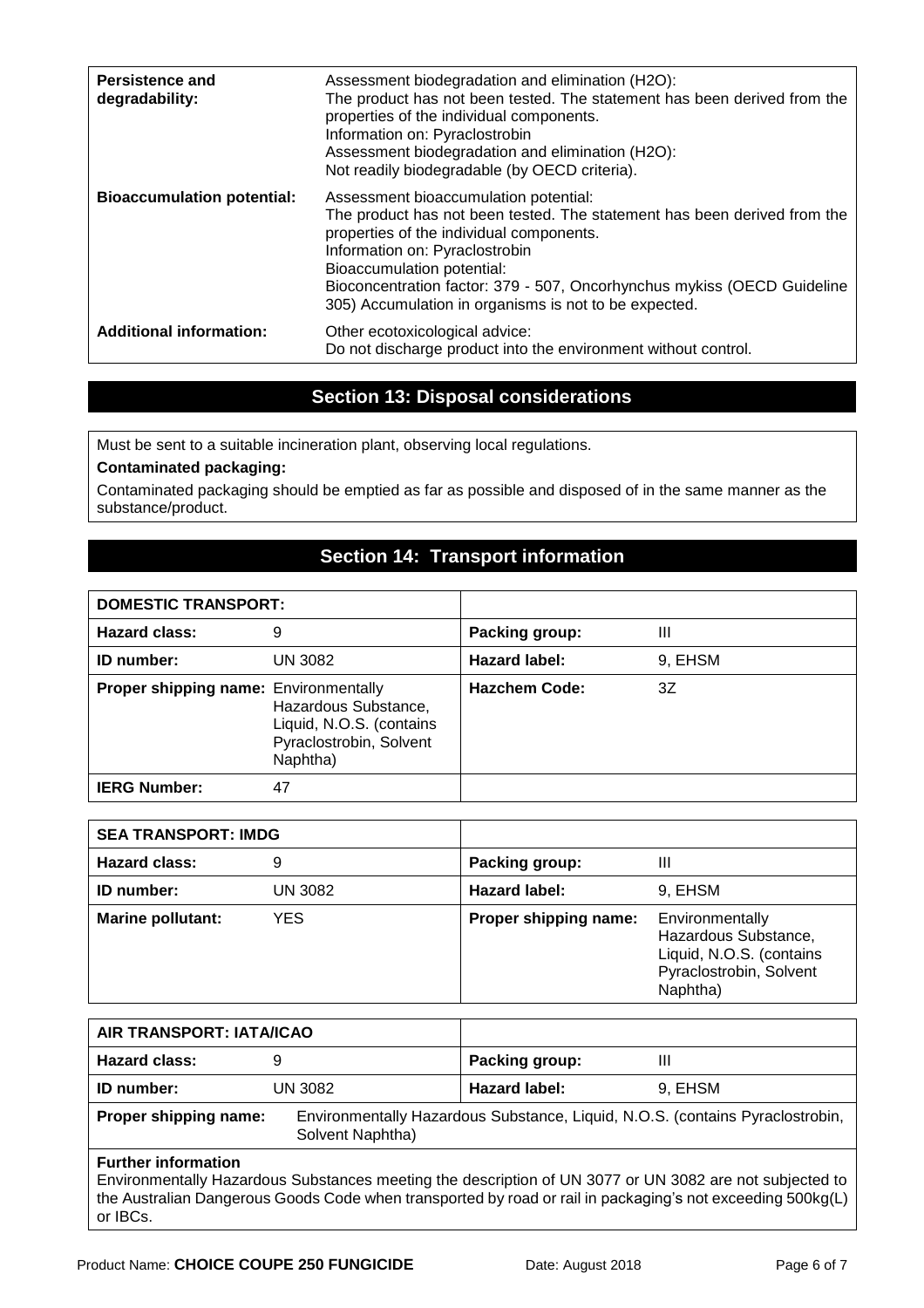| | |
|---|---|
| **Persistence and degradability:** | Assessment biodegradation and elimination ($H_2O$): The product has not been tested. The statement has been derived from the properties of the individual components. Information on: Pyraclostrobin Assessment biodegradation and elimination ($H_2O$): Not readily biodegradable (by OECD criteria). |
| **Bioaccumulation potential:** | Assessment bioaccumulation potential: The product has not been tested. The statement has been derived from the properties of the individual components. Information on: Pyraclostrobin Bioaccumulation potential: Bioconcentration factor: 379 - 507, Oncorhynchus mykiss (OECD Guideline 305) Accumulation in organisms is not to be expected. |
| **Additional information:** | Other ecotoxicological advice: Do not discharge product into the environment without control. |

## Section 13: Disposal considerations

Must be sent to a suitable incineration plant, observing local regulations.

**Contaminated packaging:**

Contaminated packaging should be emptied as far as possible and disposed of in the same manner as the substance/product.

## Section 14: Transport information

| **DOMESTIC TRANSPORT:** | | | |
|---|---|---|---|
| **Hazard class:** | 9 | **Packing group:** | III |
| **ID number:** | UN 3082 | **Hazard label:** | 9, EHSM |
| **Proper shipping name:** | Environmentally Hazardous Substance, Liquid, N.O.S. (contains Pyraclostrobin, Solvent Naphtha) | **Hazchem Code:** | 3Z |
| **IERG Number:** | 47 | | |

| **SEA TRANSPORT: IMDG** | | | |
|---|---|---|---|
| **Hazard class:** | 9 | **Packing group:** | III |
| **ID number:** | UN 3082 | **Hazard label:** | 9, EHSM |
| **Marine pollutant:** | YES | **Proper shipping name:** | Environmentally Hazardous Substance, Liquid, N.O.S. (contains Pyraclostrobin, Solvent Naphtha) |

| **AIR TRANSPORT: IATA/ICAO** | | | |
|---|---|---|---|
| **Hazard class:** | 9 | **Packing group:** | III |
| **ID number:** | UN 3082 | **Hazard label:** | 9, EHSM |
| **Proper shipping name:** | Environmentally Hazardous Substance, Liquid, N.O.S. (contains Pyraclostrobin, Solvent Naphtha) | | |

**Further information**

Environmentally Hazardous Substances meeting the description of UN 3077 or UN 3082 are not subjected to the Australian Dangerous Goods Code when transported by road or rail in packaging's not exceeding 500kg(L) or IBCs.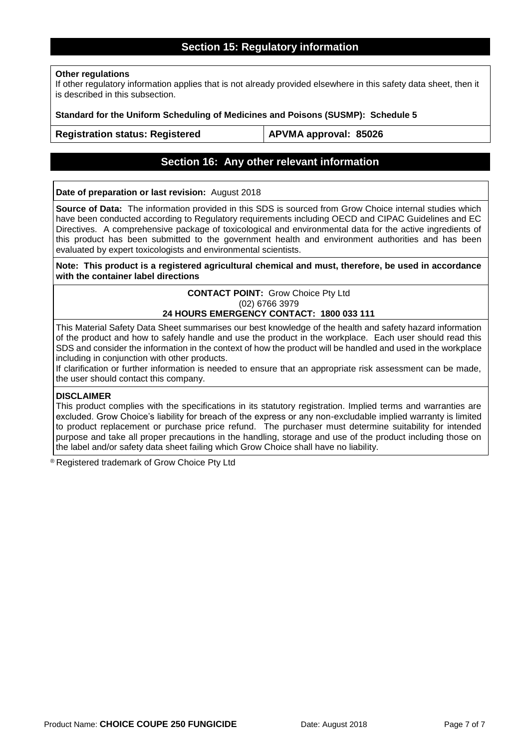## Section 15: Regulatory information

**Other regulations**

If other regulatory information applies that is not already provided elsewhere in this safety data sheet, then it is described in this subsection.

**Standard for the Uniform Scheduling of Medicines and Poisons (SUSMP): Schedule 5**

| | |
|---|---|
| **Registration status: Registered** | **APVMA approval: 85026** |

## Section 16: Any other relevant information

**Date of preparation or last revision:** August 2018

**Source of Data:** The information provided in this SDS is sourced from Grow Choice internal studies which have been conducted according to Regulatory requirements including OECD and CIPAC Guidelines and EC Directives. A comprehensive package of toxicological and environmental data for the active ingredients of this product has been submitted to the government health and environment authorities and has been evaluated by expert toxicologists and environmental scientists.

**Note: This product is a registered agricultural chemical and must, therefore, be used in accordance with the container label directions**

**CONTACT POINT:** Grow Choice Pty Ltd
(02) 6766 3979
**24 HOURS EMERGENCY CONTACT: 1800 033 111**

This Material Safety Data Sheet summarises our best knowledge of the health and safety hazard information of the product and how to safely handle and use the product in the workplace. Each user should read this SDS and consider the information in the context of how the product will be handled and used in the workplace including in conjunction with other products.

If clarification or further information is needed to ensure that an appropriate risk assessment can be made, the user should contact this company.

**DISCLAIMER**

This product complies with the specifications in its statutory registration. Implied terms and warranties are excluded. Grow Choice's liability for breach of the express or any non-excludable implied warranty is limited to product replacement or purchase price refund. The purchaser must determine suitability for intended purpose and take all proper precautions in the handling, storage and use of the product including those on the label and/or safety data sheet failing which Grow Choice shall have no liability.

® Registered trademark of Grow Choice Pty Ltd